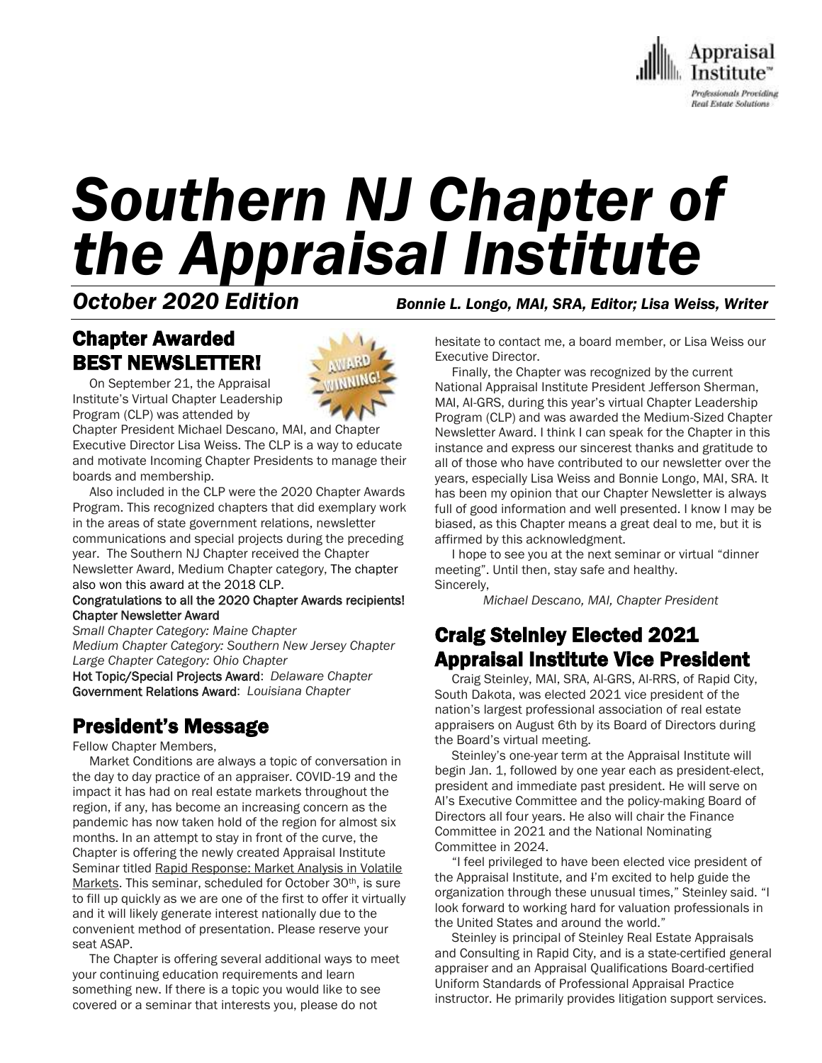# Southern NJ Chapter of the Appraisal Institute

***October 2020 Edition*** ***Bonnie L. Longo, MAI, SRA, Editor; Lisa Weiss, Writer***

## Chapter Awarded BEST NEWSLETTER!

On September 21, the Appraisal Institute's Virtual Chapter Leadership Program (CLP) was attended by Chapter President Michael Descano, MAI, and Chapter Executive Director Lisa Weiss. The CLP is a way to educate and motivate Incoming Chapter Presidents to manage their boards and membership.

Also included in the CLP were the 2020 Chapter Awards Program. This recognized chapters that did exemplary work in the areas of state government relations, newsletter communications and special projects during the preceding year. The Southern NJ Chapter received the Chapter Newsletter Award, Medium Chapter category, The chapter also won this award at the 2018 CLP.

Congratulations to all the 2020 Chapter Awards recipients!
Chapter Newsletter Award
*Small Chapter Category: Maine Chapter*
*Medium Chapter Category: Southern New Jersey Chapter*
*Large Chapter Category: Ohio Chapter*
Hot Topic/Special Projects Award: *Delaware Chapter*
Government Relations Award: *Louisiana Chapter*

## President's Message

Fellow Chapter Members,

Market Conditions are always a topic of conversation in the day to day practice of an appraiser. COVID-19 and the impact it has had on real estate markets throughout the region, if any, has become an increasing concern as the pandemic has now taken hold of the region for almost six months. In an attempt to stay in front of the curve, the Chapter is offering the newly created Appraisal Institute Seminar titled Rapid Response: Market Analysis in Volatile Markets. This seminar, scheduled for October 30th, is sure to fill up quickly as we are one of the first to offer it virtually and it will likely generate interest nationally due to the convenient method of presentation. Please reserve your seat ASAP.

The Chapter is offering several additional ways to meet your continuing education requirements and learn something new. If there is a topic you would like to see covered or a seminar that interests you, please do not hesitate to contact me, a board member, or Lisa Weiss our Executive Director.

Finally, the Chapter was recognized by the current National Appraisal Institute President Jefferson Sherman, MAI, AI-GRS, during this year's virtual Chapter Leadership Program (CLP) and was awarded the Medium-Sized Chapter Newsletter Award. I think I can speak for the Chapter in this instance and express our sincerest thanks and gratitude to all of those who have contributed to our newsletter over the years, especially Lisa Weiss and Bonnie Longo, MAI, SRA. It has been my opinion that our Chapter Newsletter is always full of good information and well presented. I know I may be biased, as this Chapter means a great deal to me, but it is affirmed by this acknowledgment.

I hope to see you at the next seminar or virtual "dinner meeting". Until then, stay safe and healthy.

Sincerely,

*Michael Descano, MAI, Chapter President*

## Craig Steinley Elected 2021 Appraisal Institute Vice President

Craig Steinley, MAI, SRA, AI-GRS, AI-RRS, of Rapid City, South Dakota, was elected 2021 vice president of the nation's largest professional association of real estate appraisers on August 6th by its Board of Directors during the Board's virtual meeting.

Steinley's one-year term at the Appraisal Institute will begin Jan. 1, followed by one year each as president-elect, president and immediate past president. He will serve on AI's Executive Committee and the policy-making Board of Directors all four years. He also will chair the Finance Committee in 2021 and the National Nominating Committee in 2024.

"I feel privileged to have been elected vice president of the Appraisal Institute, and I'm excited to help guide the organization through these unusual times," Steinley said. "I look forward to working hard for valuation professionals in the United States and around the world."

Steinley is principal of Steinley Real Estate Appraisals and Consulting in Rapid City, and is a state-certified general appraiser and an Appraisal Qualifications Board-certified Uniform Standards of Professional Appraisal Practice instructor. He primarily provides litigation support services.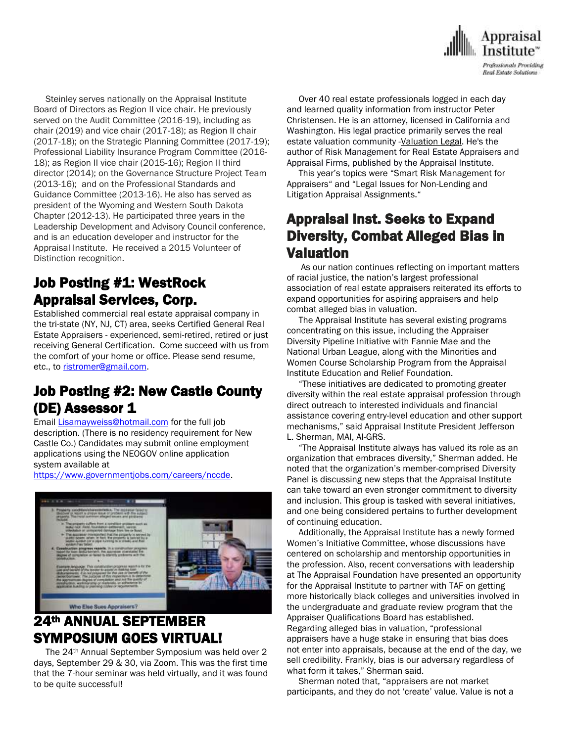Steinley serves nationally on the Appraisal Institute Board of Directors as Region II vice chair. He previously served on the Audit Committee (2016-19), including as chair (2019) and vice chair (2017-18); as Region II chair (2017-18); on the Strategic Planning Committee (2017-19); Professional Liability Insurance Program Committee (2016-18); as Region II vice chair (2015-16); Region II third director (2014); on the Governance Structure Project Team (2013-16); and on the Professional Standards and Guidance Committee (2013-16). He also has served as president of the Wyoming and Western South Dakota Chapter (2012-13). He participated three years in the Leadership Development and Advisory Council conference, and is an education developer and instructor for the Appraisal Institute. He received a 2015 Volunteer of Distinction recognition.

## Job Posting #1: WestRock Appraisal Services, Corp.

Established commercial real estate appraisal company in the tri-state (NY, NJ, CT) area, seeks Certified General Real Estate Appraisers - experienced, semi-retired, retired or just receiving General Certification. Come succeed with us from the comfort of your home or office. Please send resume, etc., to ristromer@gmail.com.

## Job Posting #2: New Castle County (DE) Assessor 1

Email Lisamayweiss@hotmail.com for the full job description. (There is no residency requirement for New Castle Co.) Candidates may submit online employment applications using the NEOGOV online application system available at https://www.governmentjobs.com/careers/nccde.

## 24th ANNUAL SEPTEMBER SYMPOSIUM GOES VIRTUAL!

The 24th Annual September Symposium was held over 2 days, September 29 & 30, via Zoom. This was the first time that the 7-hour seminar was held virtually, and it was found to be quite successful!

Over 40 real estate professionals logged in each day and learned quality information from instructor Peter Christensen. He is an attorney, licensed in California and Washington. His legal practice primarily serves the real estate valuation community -Valuation Legal. He's the author of Risk Management for Real Estate Appraisers and Appraisal Firms, published by the Appraisal Institute.

This year's topics were "Smart Risk Management for Appraisers" and "Legal Issues for Non-Lending and Litigation Appraisal Assignments."

## Appraisal Inst. Seeks to Expand Diversity, Combat Alleged Bias in Valuation

As our nation continues reflecting on important matters of racial justice, the nation's largest professional association of real estate appraisers reiterated its efforts to expand opportunities for aspiring appraisers and help combat alleged bias in valuation.

The Appraisal Institute has several existing programs concentrating on this issue, including the Appraiser Diversity Pipeline Initiative with Fannie Mae and the National Urban League, along with the Minorities and Women Course Scholarship Program from the Appraisal Institute Education and Relief Foundation.

"These initiatives are dedicated to promoting greater diversity within the real estate appraisal profession through direct outreach to interested individuals and financial assistance covering entry-level education and other support mechanisms," said Appraisal Institute President Jefferson L. Sherman, MAI, AI-GRS.

"The Appraisal Institute always has valued its role as an organization that embraces diversity," Sherman added. He noted that the organization's member-comprised Diversity Panel is discussing new steps that the Appraisal Institute can take toward an even stronger commitment to diversity and inclusion. This group is tasked with several initiatives, and one being considered pertains to further development of continuing education.

Additionally, the Appraisal Institute has a newly formed Women's Initiative Committee, whose discussions have centered on scholarship and mentorship opportunities in the profession. Also, recent conversations with leadership at The Appraisal Foundation have presented an opportunity for the Appraisal Institute to partner with TAF on getting more historically black colleges and universities involved in the undergraduate and graduate review program that the Appraiser Qualifications Board has established. Regarding alleged bias in valuation, "professional appraisers have a huge stake in ensuring that bias does not enter into appraisals, because at the end of the day, we sell credibility. Frankly, bias is our adversary regardless of what form it takes," Sherman said.

Sherman noted that, "appraisers are not market participants, and they do not 'create' value. Value is not a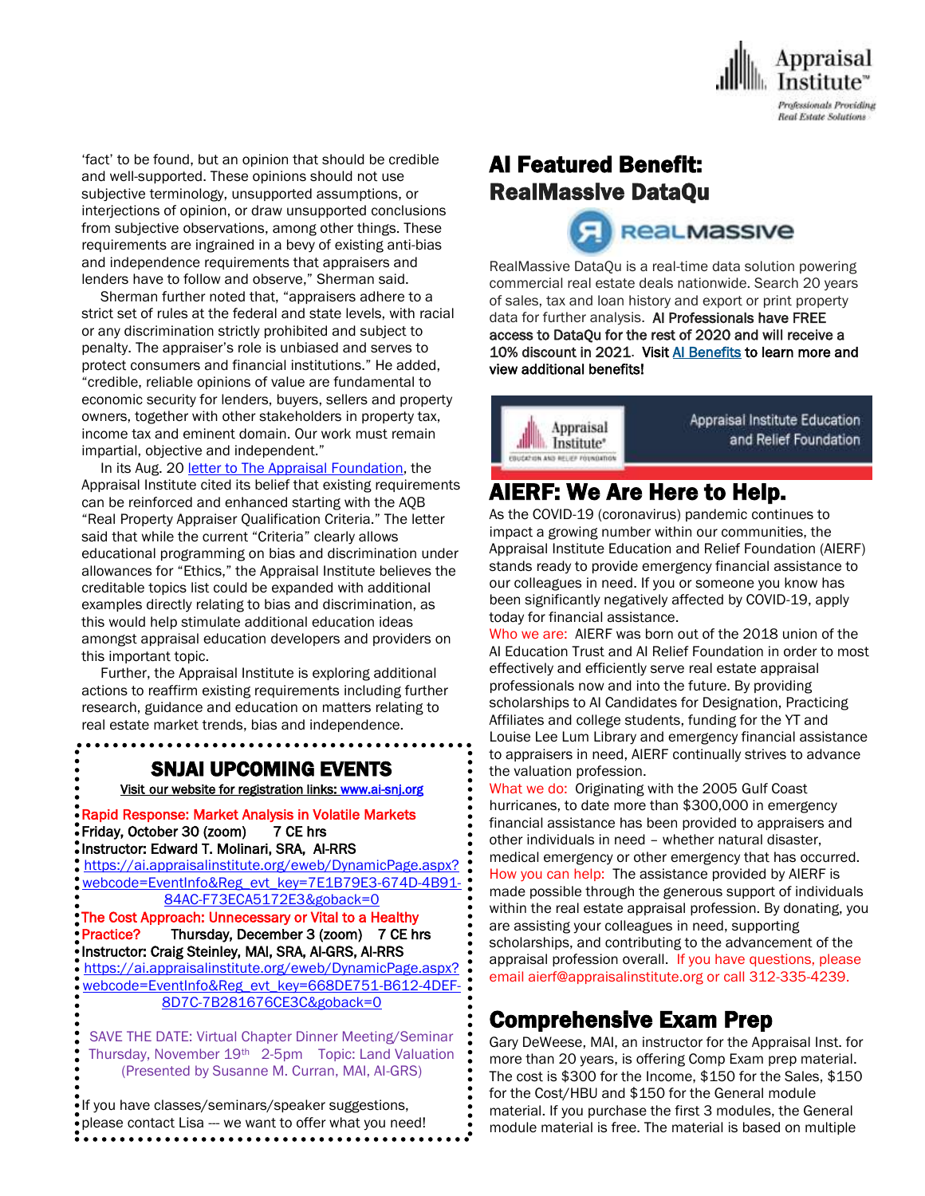'fact' to be found, but an opinion that should be credible and well-supported. These opinions should not use subjective terminology, unsupported assumptions, or interjections of opinion, or draw unsupported conclusions from subjective observations, among other things. These requirements are ingrained in a bevy of existing anti-bias and independence requirements that appraisers and lenders have to follow and observe," Sherman said.

Sherman further noted that, "appraisers adhere to a strict set of rules at the federal and state levels, with racial or any discrimination strictly prohibited and subject to penalty. The appraiser's role is unbiased and serves to protect consumers and financial institutions." He added, "credible, reliable opinions of value are fundamental to economic security for lenders, buyers, sellers and property owners, together with other stakeholders in property tax, income tax and eminent domain. Our work must remain impartial, objective and independent."

In its Aug. 20 letter to The Appraisal Foundation, the Appraisal Institute cited its belief that existing requirements can be reinforced and enhanced starting with the AQB "Real Property Appraiser Qualification Criteria." The letter said that while the current "Criteria" clearly allows educational programming on bias and discrimination under allowances for "Ethics," the Appraisal Institute believes the creditable topics list could be expanded with additional examples directly relating to bias and discrimination, as this would help stimulate additional education ideas amongst appraisal education developers and providers on this important topic.

Further, the Appraisal Institute is exploring additional actions to reaffirm existing requirements including further research, guidance and education on matters relating to real estate market trends, bias and independence.

## SNJAI UPCOMING EVENTS

Visit our website for registration links: www.ai-snj.org

**Rapid Response: Market Analysis in Volatile Markets**
Friday, October 30 (zoom) 7 CE hrs
Instructor: Edward T. Molinari, SRA, AI-RRS
https://ai.appraisalinstitute.org/eweb/DynamicPage.aspx?webcode=EventInfo&Reg_evt_key=7E1B79E3-674D-4B91-84AC-F73ECA5172E3&goback=0

**The Cost Approach: Unnecessary or Vital to a Healthy Practice?** Thursday, December 3 (zoom) 7 CE hrs
Instructor: Craig Steinley, MAI, SRA, AI-GRS, AI-RRS
https://ai.appraisalinstitute.org/eweb/DynamicPage.aspx?webcode=EventInfo&Reg_evt_key=668DE751-B612-4DEF-8D7C-7B281676CE3C&goback=0

SAVE THE DATE: Virtual Chapter Dinner Meeting/Seminar Thursday, November 19th 2-5pm Topic: Land Valuation (Presented by Susanne M. Curran, MAI, AI-GRS)

If you have classes/seminars/speaker suggestions, please contact Lisa — we want to offer what you need!

## AI Featured Benefit: RealMassive DataQu

RealMassive DataQu is a real-time data solution powering commercial real estate deals nationwide. Search 20 years of sales, tax and loan history and export or print property data for further analysis. **AI Professionals have FREE access to DataQu for the rest of 2020 and will receive a 10% discount in 2021. Visit AI Benefits to learn more and view additional benefits!**

## AIERF: We Are Here to Help.

As the COVID-19 (coronavirus) pandemic continues to impact a growing number within our communities, the Appraisal Institute Education and Relief Foundation (AIERF) stands ready to provide emergency financial assistance to our colleagues in need. If you or someone you know has been significantly negatively affected by COVID-19, apply today for financial assistance.

Who we are: AIERF was born out of the 2018 union of the AI Education Trust and AI Relief Foundation in order to most effectively and efficiently serve real estate appraisal professionals now and into the future. By providing scholarships to AI Candidates for Designation, Practicing Affiliates and college students, funding for the YT and Louise Lee Lum Library and emergency financial assistance to appraisers in need, AIERF continually strives to advance the valuation profession.

What we do: Originating with the 2005 Gulf Coast hurricanes, to date more than $300,000 in emergency financial assistance has been provided to appraisers and other individuals in need – whether natural disaster, medical emergency or other emergency that has occurred.

How you can help: The assistance provided by AIERF is made possible through the generous support of individuals within the real estate appraisal profession. By donating, you are assisting your colleagues in need, supporting scholarships, and contributing to the advancement of the appraisal profession overall. If you have questions, please email aierf@appraisalinstitute.org or call 312-335-4239.

## Comprehensive Exam Prep

Gary DeWeese, MAI, an instructor for the Appraisal Inst. for more than 20 years, is offering Comp Exam prep material. The cost is $300 for the Income, $150 for the Sales, $150 for the Cost/HBU and $150 for the General module material. If you purchase the first 3 modules, the General module material is free. The material is based on multiple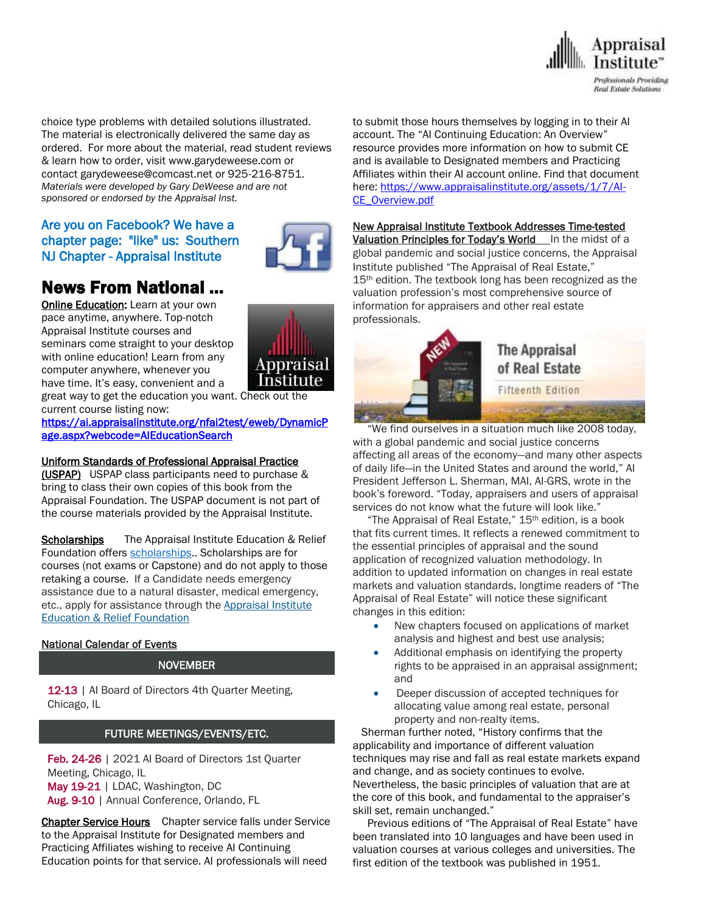choice type problems with detailed solutions illustrated. The material is electronically delivered the same day as ordered. For more about the material, read student reviews & learn how to order, visit www.garydeweese.com or contact garydeweese@comcast.net or 925-216-8751. *Materials were developed by Gary DeWeese and are not sponsored or endorsed by the Appraisal Inst.*

Are you on Facebook? We have a chapter page: "like" us: Southern NJ Chapter - Appraisal Institute

# News From National ...

**Online Education:** Learn at your own pace anytime, anywhere. Top-notch Appraisal Institute courses and seminars come straight to your desktop with online education! Learn from any computer anywhere, whenever you have time. It's easy, convenient and a great way to get the education you want. Check out the current course listing now: https://ai.appraisalinstitute.org/nfai2test/eweb/DynamicPage.aspx?webcode=AIEducationSearch

**Uniform Standards of Professional Appraisal Practice (USPAP)** USPAP class participants need to purchase & bring to class their own copies of this book from the Appraisal Foundation. The USPAP document is not part of the course materials provided by the Appraisal Institute.

**Scholarships** The Appraisal Institute Education & Relief Foundation offers scholarships.. Scholarships are for courses (not exams or Capstone) and do not apply to those retaking a course. If a Candidate needs emergency assistance due to a natural disaster, medical emergency, etc., apply for assistance through the Appraisal Institute Education & Relief Foundation

**National Calendar of Events**

**NOVEMBER**

12-13 | AI Board of Directors 4th Quarter Meeting, Chicago, IL

**FUTURE MEETINGS/EVENTS/ETC.**

Feb. 24-26 | 2021 AI Board of Directors 1st Quarter Meeting, Chicago, IL
May 19-21 | LDAC, Washington, DC
Aug. 9-10 | Annual Conference, Orlando, FL

**Chapter Service Hours** Chapter service falls under Service to the Appraisal Institute for Designated members and Practicing Affiliates wishing to receive AI Continuing Education points for that service. AI professionals will need to submit those hours themselves by logging in to their AI account. The "AI Continuing Education: An Overview" resource provides more information on how to submit CE and is available to Designated members and Practicing Affiliates within their AI account online. Find that document here: https://www.appraisalinstitute.org/assets/1/7/AI-CE_Overview.pdf

**New Appraisal Institute Textbook Addresses Time-tested Valuation Principles for Today's World** In the midst of a global pandemic and social justice concerns, the Appraisal Institute published "The Appraisal of Real Estate," 15th edition. The textbook long has been recognized as the valuation profession's most comprehensive source of information for appraisers and other real estate professionals.

NEW — The Appraisal of Real Estate — Fifteenth Edition

"We find ourselves in a situation much like 2008 today, with a global pandemic and social justice concerns affecting all areas of the economy—and many other aspects of daily life—in the United States and around the world," AI President Jefferson L. Sherman, MAI, AI-GRS, wrote in the book's foreword. "Today, appraisers and users of appraisal services do not know what the future will look like."

"The Appraisal of Real Estate," 15th edition, is a book that fits current times. It reflects a renewed commitment to the essential principles of appraisal and the sound application of recognized valuation methodology. In addition to updated information on changes in real estate markets and valuation standards, longtime readers of "The Appraisal of Real Estate" will notice these significant changes in this edition:

- New chapters focused on applications of market analysis and highest and best use analysis;
- Additional emphasis on identifying the property rights to be appraised in an appraisal assignment; and
- Deeper discussion of accepted techniques for allocating value among real estate, personal property and non-realty items.

Sherman further noted, "History confirms that the applicability and importance of different valuation techniques may rise and fall as real estate markets expand and change, and as society continues to evolve. Nevertheless, the basic principles of valuation that are at the core of this book, and fundamental to the appraiser's skill set, remain unchanged."

Previous editions of "The Appraisal of Real Estate" have been translated into 10 languages and have been used in valuation courses at various colleges and universities. The first edition of the textbook was published in 1951.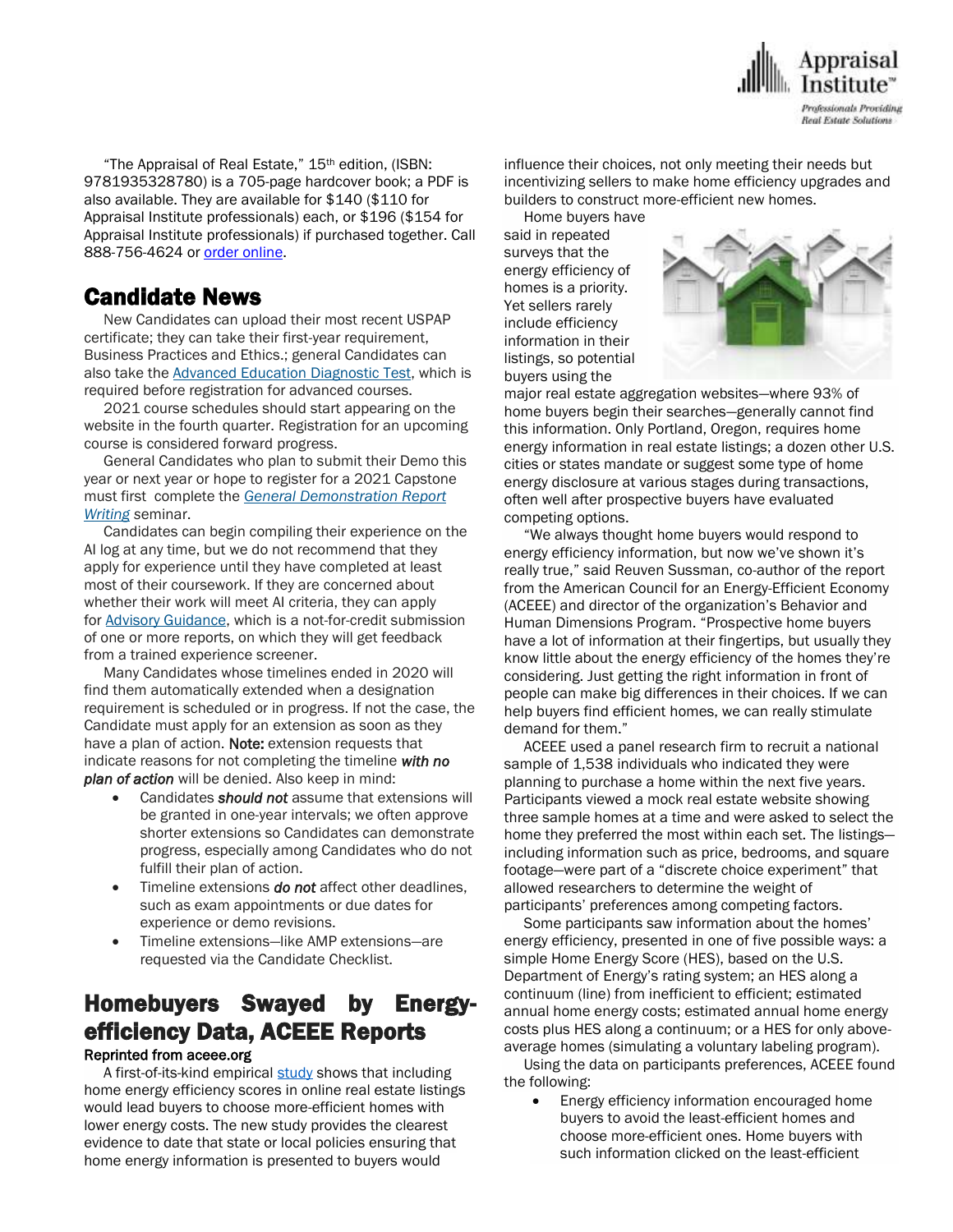"The Appraisal of Real Estate," 15th edition, (ISBN: 9781935328780) is a 705-page hardcover book; a PDF is also available. They are available for $140 ($110 for Appraisal Institute professionals) each, or $196 ($154 for Appraisal Institute professionals) if purchased together. Call 888-756-4624 or order online.

## Candidate News

New Candidates can upload their most recent USPAP certificate; they can take their first-year requirement, Business Practices and Ethics.; general Candidates can also take the Advanced Education Diagnostic Test, which is required before registration for advanced courses.

2021 course schedules should start appearing on the website in the fourth quarter. Registration for an upcoming course is considered forward progress.

General Candidates who plan to submit their Demo this year or next year or hope to register for a 2021 Capstone must first complete the *General Demonstration Report Writing* seminar.

Candidates can begin compiling their experience on the AI log at any time, but we do not recommend that they apply for experience until they have completed at least most of their coursework. If they are concerned about whether their work will meet AI criteria, they can apply for Advisory Guidance, which is a not-for-credit submission of one or more reports, on which they will get feedback from a trained experience screener.

Many Candidates whose timelines ended in 2020 will find them automatically extended when a designation requirement is scheduled or in progress. If not the case, the Candidate must apply for an extension as soon as they have a plan of action. **Note:** extension requests that indicate reasons for not completing the timeline ***with no plan of action*** will be denied. Also keep in mind:

- Candidates ***should not*** assume that extensions will be granted in one-year intervals; we often approve shorter extensions so Candidates can demonstrate progress, especially among Candidates who do not fulfill their plan of action.
- Timeline extensions ***do not*** affect other deadlines, such as exam appointments or due dates for experience or demo revisions.
- Timeline extensions—like AMP extensions—are requested via the Candidate Checklist.

## Homebuyers Swayed by Energy-efficiency Data, ACEEE Reports

**Reprinted from aceee.org**

A first-of-its-kind empirical study shows that including home energy efficiency scores in online real estate listings would lead buyers to choose more-efficient homes with lower energy costs. The new study provides the clearest evidence to date that state or local policies ensuring that home energy information is presented to buyers would influence their choices, not only meeting their needs but incentivizing sellers to make home efficiency upgrades and builders to construct more-efficient new homes.

Home buyers have said in repeated surveys that the energy efficiency of homes is a priority. Yet sellers rarely include efficiency information in their listings, so potential buyers using the major real estate aggregation websites—where 93% of home buyers begin their searches—generally cannot find this information. Only Portland, Oregon, requires home energy information in real estate listings; a dozen other U.S. cities or states mandate or suggest some type of home energy disclosure at various stages during transactions, often well after prospective buyers have evaluated competing options.

"We always thought home buyers would respond to energy efficiency information, but now we've shown it's really true," said Reuven Sussman, co-author of the report from the American Council for an Energy-Efficient Economy (ACEEE) and director of the organization's Behavior and Human Dimensions Program. "Prospective home buyers have a lot of information at their fingertips, but usually they know little about the energy efficiency of the homes they're considering. Just getting the right information in front of people can make big differences in their choices. If we can help buyers find efficient homes, we can really stimulate demand for them."

ACEEE used a panel research firm to recruit a national sample of 1,538 individuals who indicated they were planning to purchase a home within the next five years. Participants viewed a mock real estate website showing three sample homes at a time and were asked to select the home they preferred the most within each set. The listings—including information such as price, bedrooms, and square footage—were part of a "discrete choice experiment" that allowed researchers to determine the weight of participants' preferences among competing factors.

Some participants saw information about the homes' energy efficiency, presented in one of five possible ways: a simple Home Energy Score (HES), based on the U.S. Department of Energy's rating system; an HES along a continuum (line) from inefficient to efficient; estimated annual home energy costs; estimated annual home energy costs plus HES along a continuum; or a HES for only above-average homes (simulating a voluntary labeling program).

Using the data on participants preferences, ACEEE found the following:

- Energy efficiency information encouraged home buyers to avoid the least-efficient homes and choose more-efficient ones. Home buyers with such information clicked on the least-efficient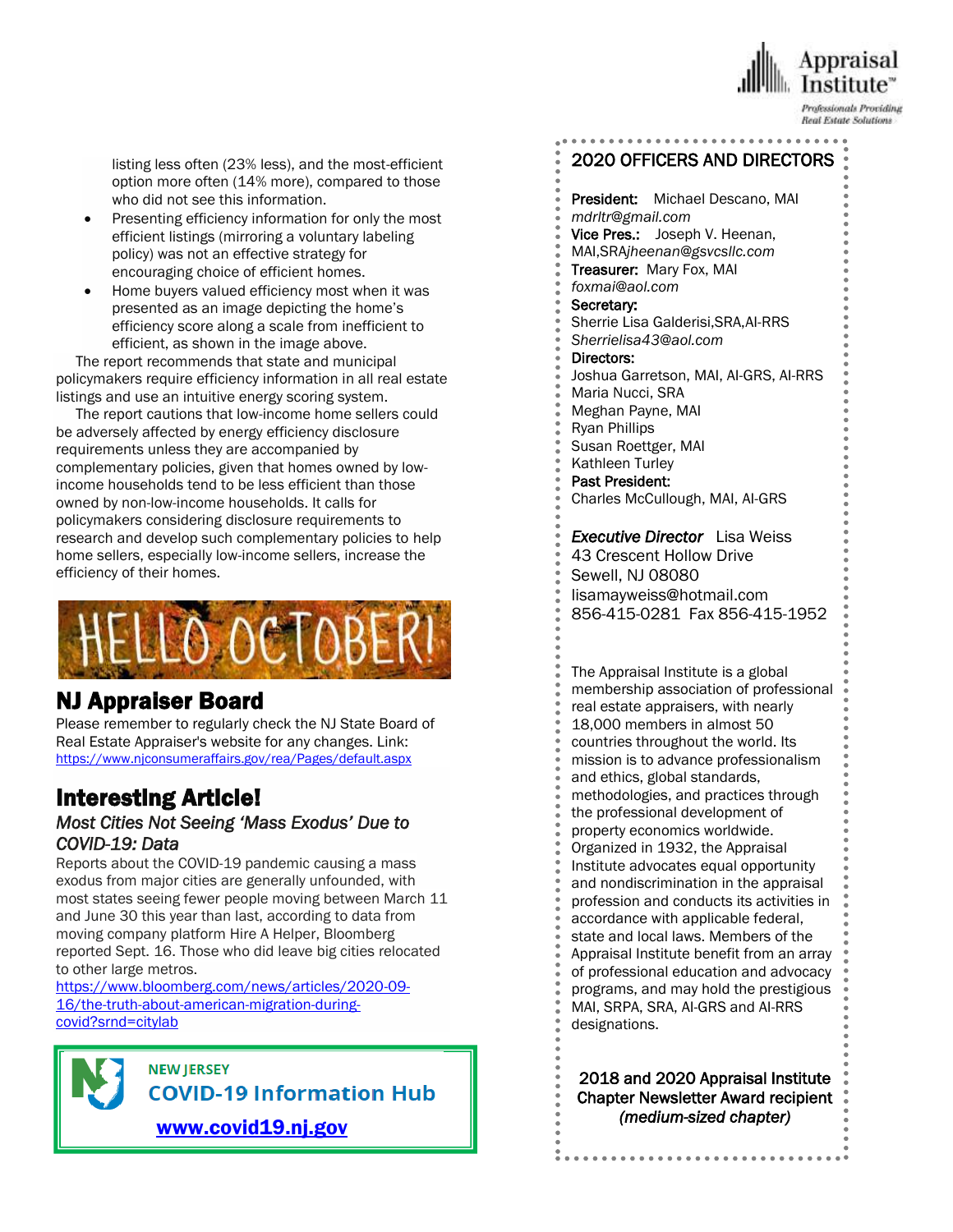listing less often (23% less), and the most-efficient option more often (14% more), compared to those who did not see this information.

- Presenting efficiency information for only the most efficient listings (mirroring a voluntary labeling policy) was not an effective strategy for encouraging choice of efficient homes.
- Home buyers valued efficiency most when it was presented as an image depicting the home's efficiency score along a scale from inefficient to efficient, as shown in the image above.

The report recommends that state and municipal policymakers require efficiency information in all real estate listings and use an intuitive energy scoring system.

The report cautions that low-income home sellers could be adversely affected by energy efficiency disclosure requirements unless they are accompanied by complementary policies, given that homes owned by low-income households tend to be less efficient than those owned by non-low-income households. It calls for policymakers considering disclosure requirements to research and develop such complementary policies to help home sellers, especially low-income sellers, increase the efficiency of their homes.

HELLO OCTOBER!

## NJ Appraiser Board

Please remember to regularly check the NJ State Board of Real Estate Appraiser's website for any changes. Link: https://www.njconsumeraffairs.gov/rea/Pages/default.aspx

## Interesting Article!

### *Most Cities Not Seeing 'Mass Exodus' Due to COVID-19: Data*

Reports about the COVID-19 pandemic causing a mass exodus from major cities are generally unfounded, with most states seeing fewer people moving between March 11 and June 30 this year than last, according to data from moving company platform Hire A Helper, Bloomberg reported Sept. 16. Those who did leave big cities relocated to other large metros.
https://www.bloomberg.com/news/articles/2020-09-16/the-truth-about-american-migration-during-covid?srnd=citylab

NEW JERSEY
**COVID-19 Information Hub**
**www.covid19.nj.gov**

## 2020 OFFICERS AND DIRECTORS

**President:** Michael Descano, MAI
*mdrltr@gmail.com*
**Vice Pres.:** Joseph V. Heenan, MAI,SRA*jheenan@gsvcsllc.com*
**Treasurer:** Mary Fox, MAI
*foxmai@aol.com*
**Secretary:**
Sherrie Lisa Galderisi,SRA,AI-RRS
*Sherrielisa43@aol.com*
**Directors:**
Joshua Garretson, MAI, AI-GRS, AI-RRS
Maria Nucci, SRA
Meghan Payne, MAI
Ryan Phillips
Susan Roettger, MAI
Kathleen Turley
**Past President:**
Charles McCullough, MAI, AI-GRS

***Executive Director*** Lisa Weiss
43 Crescent Hollow Drive
Sewell, NJ 08080
lisamayweiss@hotmail.com
856-415-0281 Fax 856-415-1952

The Appraisal Institute is a global membership association of professional real estate appraisers, with nearly 18,000 members in almost 50 countries throughout the world. Its mission is to advance professionalism and ethics, global standards, methodologies, and practices through the professional development of property economics worldwide. Organized in 1932, the Appraisal Institute advocates equal opportunity and nondiscrimination in the appraisal profession and conducts its activities in accordance with applicable federal, state and local laws. Members of the Appraisal Institute benefit from an array of professional education and advocacy programs, and may hold the prestigious MAI, SRPA, SRA, AI-GRS and AI-RRS designations.

2018 and 2020 Appraisal Institute Chapter Newsletter Award recipient *(medium-sized chapter)*